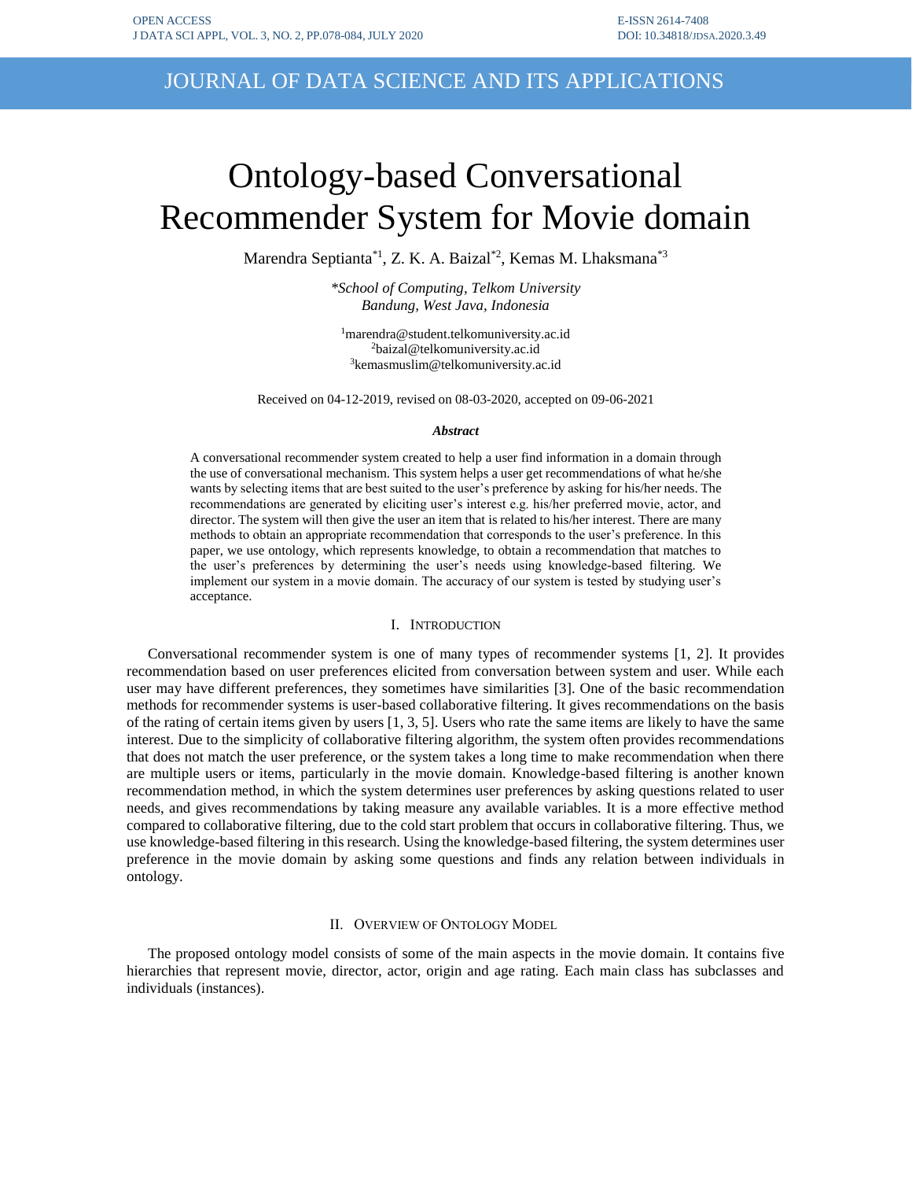# Ontology-based Conversational Recommender System for Movie domain

Marendra Septianta*[1], Z. K. A. Baizal*[2], Kemas M. Lhaksmana*[3]

*\*School of Computing, Telkom University*
*Bandung, West Java, Indonesia*

[1]marendra@student.telkomuniversity.ac.id
[2]baizal@telkomuniversity.ac.id
[3]kemasmuslim@telkomuniversity.ac.id

Received on 04-12-2019, revised on 08-03-2020, accepted on 09-06-2021

***Abstract***

A conversational recommender system created to help a user find information in a domain through the use of conversational mechanism. This system helps a user get recommendations of what he/she wants by selecting items that are best suited to the user's preference by asking for his/her needs. The recommendations are generated by eliciting user's interest e.g. his/her preferred movie, actor, and director. The system will then give the user an item that is related to his/her interest. There are many methods to obtain an appropriate recommendation that corresponds to the user's preference. In this paper, we use ontology, which represents knowledge, to obtain a recommendation that matches to the user's preferences by determining the user's needs using knowledge-based filtering. We implement our system in a movie domain. The accuracy of our system is tested by studying user's acceptance.

## I. Introduction

Conversational recommender system is one of many types of recommender systems [1, 2]. It provides recommendation based on user preferences elicited from conversation between system and user. While each user may have different preferences, they sometimes have similarities [3]. One of the basic recommendation methods for recommender systems is user-based collaborative filtering. It gives recommendations on the basis of the rating of certain items given by users [1, 3, 5]. Users who rate the same items are likely to have the same interest. Due to the simplicity of collaborative filtering algorithm, the system often provides recommendations that does not match the user preference, or the system takes a long time to make recommendation when there are multiple users or items, particularly in the movie domain. Knowledge-based filtering is another known recommendation method, in which the system determines user preferences by asking questions related to user needs, and gives recommendations by taking measure any available variables. It is a more effective method compared to collaborative filtering, due to the cold start problem that occurs in collaborative filtering. Thus, we use knowledge-based filtering in this research. Using the knowledge-based filtering, the system determines user preference in the movie domain by asking some questions and finds any relation between individuals in ontology.

## II. Overview of Ontology Model

The proposed ontology model consists of some of the main aspects in the movie domain. It contains five hierarchies that represent movie, director, actor, origin and age rating. Each main class has subclasses and individuals (instances).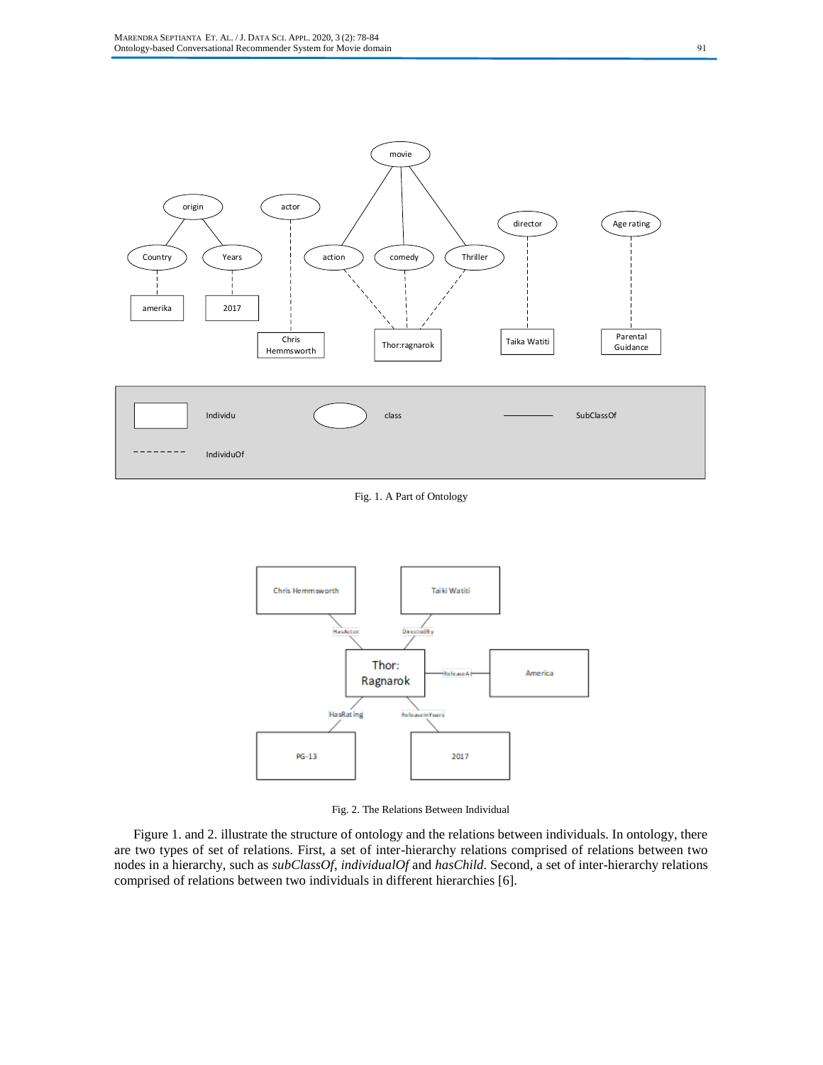Fig. 1. A Part of Ontology

Fig. 2. The Relations Between Individual

Figure 1. and 2. illustrate the structure of ontology and the relations between individuals. In ontology, there are two types of set of relations. First, a set of inter-hierarchy relations comprised of relations between two nodes in a hierarchy, such as *subClassOf*, *individualOf* and *hasChild*. Second, a set of inter-hierarchy relations comprised of relations between two individuals in different hierarchies [6].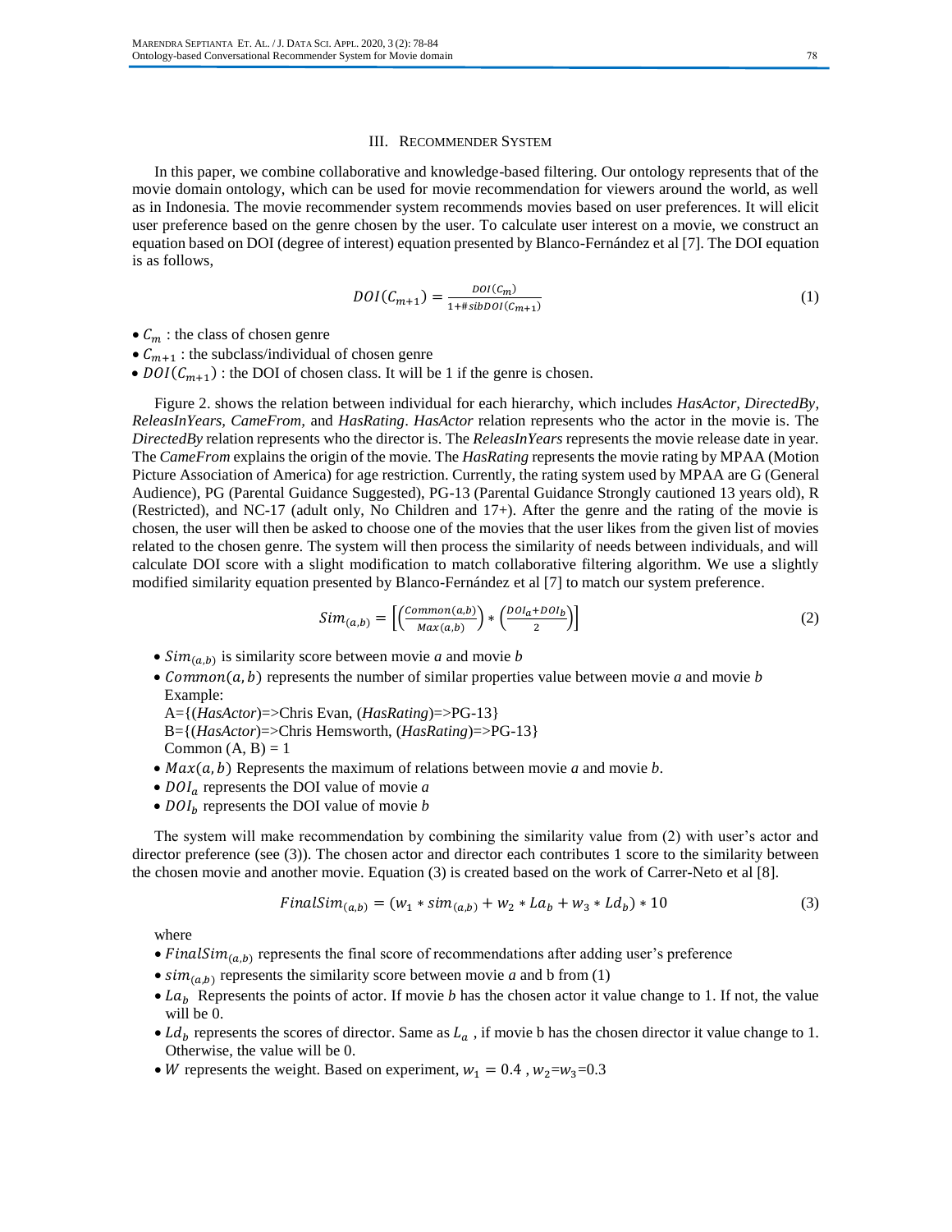## III. Recommender System

In this paper, we combine collaborative and knowledge-based filtering. Our ontology represents that of the movie domain ontology, which can be used for movie recommendation for viewers around the world, as well as in Indonesia. The movie recommender system recommends movies based on user preferences. It will elicit user preference based on the genre chosen by the user. To calculate user interest on a movie, we construct an equation based on DOI (degree of interest) equation presented by Blanco-Fernández et al [7]. The DOI equation is as follows,

$$DOI(C_{m+1}) = \frac{DOI(C_m)}{1+\#sibDOI(C_{m+1})} \tag{1}$$

- $C_m$ : the class of chosen genre
- $C_{m+1}$ : the subclass/individual of chosen genre
- $DOI(C_{m+1})$ : the DOI of chosen class. It will be 1 if the genre is chosen.

Figure 2. shows the relation between individual for each hierarchy, which includes *HasActor, DirectedBy, ReleasInYears, CameFrom,* and *HasRating*. *HasActor* relation represents who the actor in the movie is. The *DirectedBy* relation represents who the director is. The *ReleasInYears* represents the movie release date in year. The *CameFrom* explains the origin of the movie. The *HasRating* represents the movie rating by MPAA (Motion Picture Association of America) for age restriction. Currently, the rating system used by MPAA are G (General Audience), PG (Parental Guidance Suggested), PG-13 (Parental Guidance Strongly cautioned 13 years old), R (Restricted), and NC-17 (adult only, No Children and 17+). After the genre and the rating of the movie is chosen, the user will then be asked to choose one of the movies that the user likes from the given list of movies related to the chosen genre. The system will then process the similarity of needs between individuals, and will calculate DOI score with a slight modification to match collaborative filtering algorithm. We use a slightly modified similarity equation presented by Blanco-Fernández et al [7] to match our system preference.

$$Sim_{(a,b)} = \left[\left(\frac{Common(a,b)}{Max(a,b)}\right) * \left(\frac{DOI_a + DOI_b}{2}\right)\right] \tag{2}$$

- $Sim_{(a,b)}$ is similarity score between movie *a* and movie *b*
- $Common(a,b)$ represents the number of similar properties value between movie *a* and movie *b*
  Example:
  A={(*HasActor*)=>Chris Evan, (*HasRating*)=>PG-13}
  B={(*HasActor*)=>Chris Hemsworth, (*HasRating*)=>PG-13}
  Common (A, B) = 1
- $Max(a,b)$ Represents the maximum of relations between movie *a* and movie *b*.
- $DOI_a$ represents the DOI value of movie *a*
- $DOI_b$ represents the DOI value of movie *b*

The system will make recommendation by combining the similarity value from (2) with user's actor and director preference (see (3)). The chosen actor and director each contributes 1 score to the similarity between the chosen movie and another movie. Equation (3) is created based on the work of Carrer-Neto et al [8].

$$FinalSim_{(a,b)} = (w_1 * sim_{(a,b)} + w_2 * La_b + w_3 * Ld_b) * 10 \tag{3}$$

where

- $FinalSim_{(a,b)}$ represents the final score of recommendations after adding user's preference
- $sim_{(a,b)}$ represents the similarity score between movie *a* and b from (1)
- $La_b$ Represents the points of actor. If movie *b* has the chosen actor it value change to 1. If not, the value will be 0.
- $Ld_b$ represents the scores of director. Same as $L_a$ , if movie b has the chosen director it value change to 1. Otherwise, the value will be 0.
- $W$ represents the weight. Based on experiment, $w_1 = 0.4$ , $w_2$=$w_3$=0.3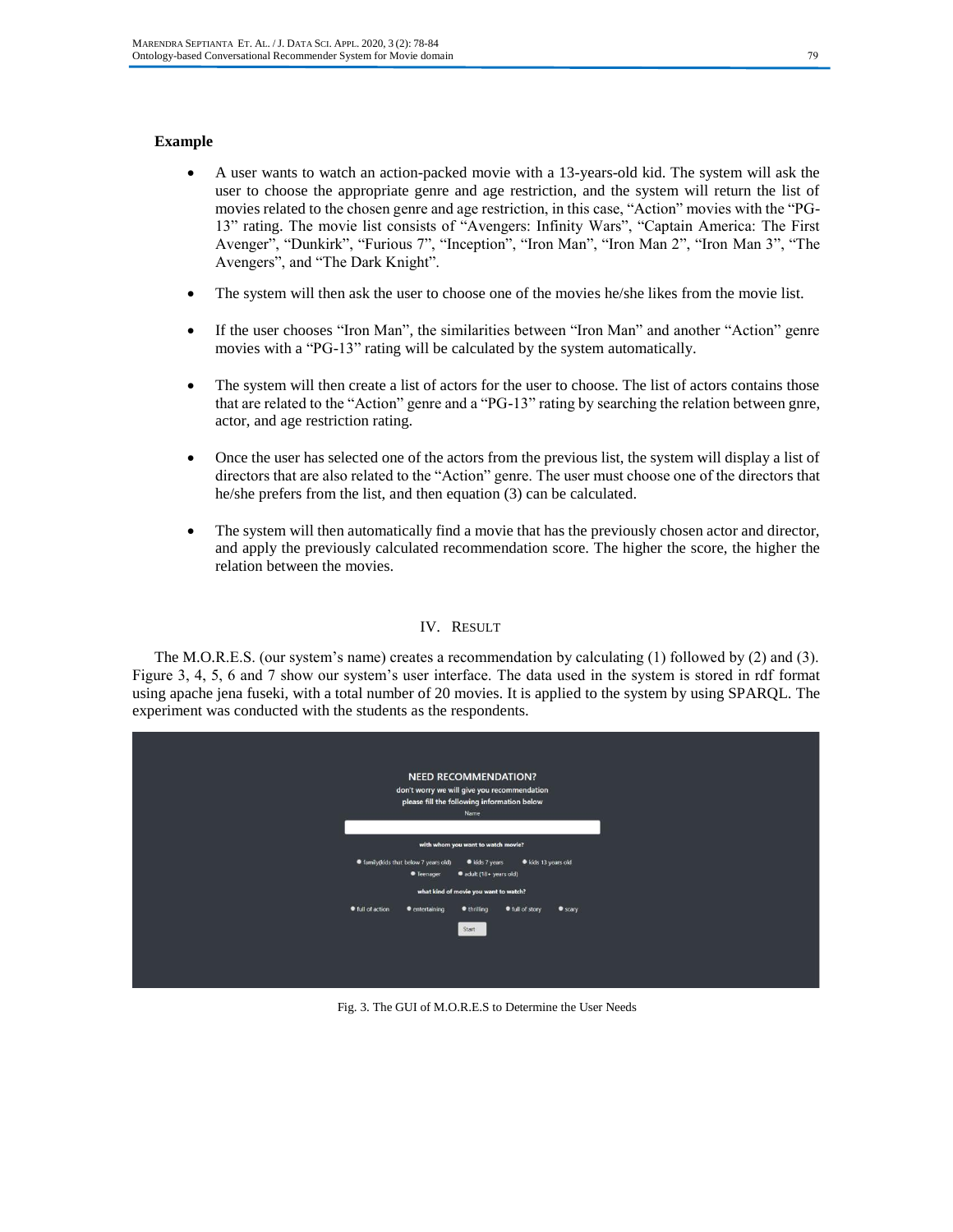**Example**

- A user wants to watch an action-packed movie with a 13-years-old kid. The system will ask the user to choose the appropriate genre and age restriction, and the system will return the list of movies related to the chosen genre and age restriction, in this case, "Action" movies with the "PG-13" rating. The movie list consists of "Avengers: Infinity Wars", "Captain America: The First Avenger", "Dunkirk", "Furious 7", "Inception", "Iron Man", "Iron Man 2", "Iron Man 3", "The Avengers", and "The Dark Knight".
- The system will then ask the user to choose one of the movies he/she likes from the movie list.
- If the user chooses "Iron Man", the similarities between "Iron Man" and another "Action" genre movies with a "PG-13" rating will be calculated by the system automatically.
- The system will then create a list of actors for the user to choose. The list of actors contains those that are related to the "Action" genre and a "PG-13" rating by searching the relation between gnre, actor, and age restriction rating.
- Once the user has selected one of the actors from the previous list, the system will display a list of directors that are also related to the "Action" genre. The user must choose one of the directors that he/she prefers from the list, and then equation (3) can be calculated.
- The system will then automatically find a movie that has the previously chosen actor and director, and apply the previously calculated recommendation score. The higher the score, the higher the relation between the movies.

## IV. Result

The M.O.R.E.S. (our system's name) creates a recommendation by calculating (1) followed by (2) and (3). Figure 3, 4, 5, 6 and 7 show our system's user interface. The data used in the system is stored in rdf format using apache jena fuseki, with a total number of 20 movies. It is applied to the system by using SPARQL. The experiment was conducted with the students as the respondents.

Fig. 3. The GUI of M.O.R.E.S to Determine the User Needs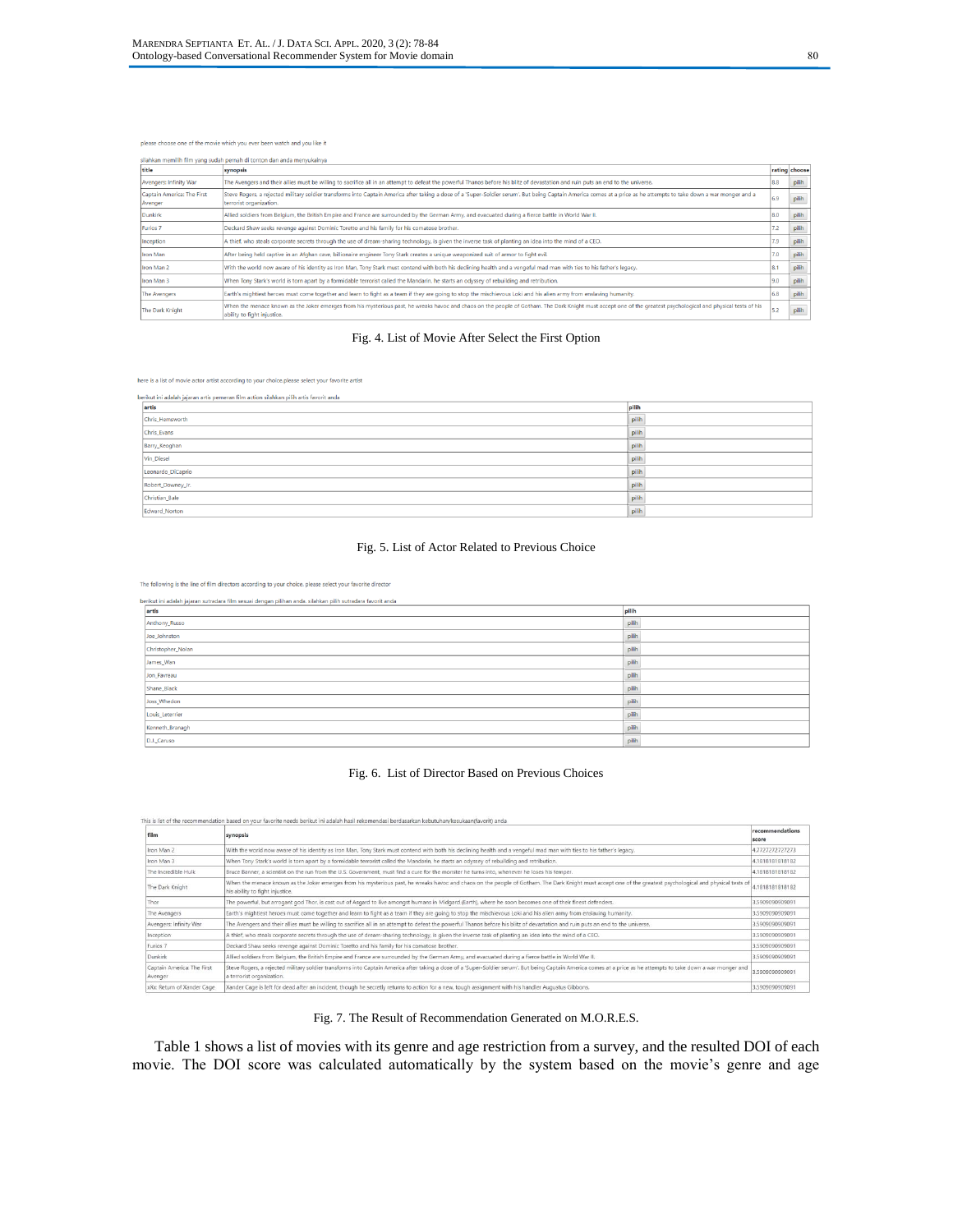please choose one of the movie which you ever been watch and you like it

silahkan memilih film yang sudah pernah di tonton dan anda menyukainya

| title | synopsis | rating | choose |
|---|---|---|---|
| Avengers: Infinity War | The Avengers and their allies must be willing to sacrifice all in an attempt to defeat the powerful Thanos before his blitz of devastation and ruin puts an end to the universe. | 8.8 | pilih |
| Captain America: The First Avenger | Steve Rogers, a rejected military soldier transforms into Captain America after taking a dose of a 'Super-Soldier serum'. But being Captain America comes at a price as he attempts to take down a war monger and a terrorist organization. | 6.9 | pilih |
| Dunkirk | Allied soldiers from Belgium, the British Empire and France are surrounded by the German Army, and evacuated during a fierce battle in World War II. | 8.0 | pilih |
| Furios 7 | Deckard Shaw seeks revenge against Dominic Toretto and his family for his comatose brother. | 7.2 | pilih |
| Inception | A thief, who steals corporate secrets through the use of dream-sharing technology, is given the inverse task of planting an idea into the mind of a CEO. | 7.9 | pilih |
| Iron Man | After being held captive in an Afghan cave, billionaire engineer Tony Stark creates a unique weaponized suit of armor to fight evil. | 7.0 | pilih |
| Iron Man 2 | With the world now aware of his identity as Iron Man, Tony Stark must contend with both his declining health and a vengeful mad man with ties to his father's legacy. | 8.1 | pilih |
| Iron Man 3 | When Tony Stark's world is torn apart by a formidable terrorist called the Mandarin, he starts an odyssey of rebuilding and retribution. | 9.0 | pilih |
| The Avengers | Earth's mightiest heroes must come together and learn to fight as a team if they are going to stop the mischievous Loki and his alien army from enslaving humanity. | 6.8 | pilih |
| The Dark Knight | When the menace known as the Joker emerges from his mysterious past, he wreaks havoc and chaos on the people of Gotham. The Dark Knight must accept one of the greatest psychological and physical tests of his ability to fight injustice. | 5.2 | pilih |

Fig. 4. List of Movie After Select the First Option

here is a list of movie actor artist according to your choice.please select your favorite artist

berikut ini adalah jajaran artis pemeran film action silahkan pilih artis favorit anda

| artis | pilih |
|---|---|
| Chris_Hemsworth | pilih |
| Chris_Evans | pilih |
| Barry_Keoghan | pilih |
| Vin_Diesel | pilih |
| Leonardo_DiCaprio | pilih |
| Robert_Downey_Jr | pilih |
| Christian_Bale | pilih |
| Edward_Norton | pilih |

Fig. 5. List of Actor Related to Previous Choice

The following is the line of film directors according to your choice. please select your favorite director

berikut ini adalah jajaran sutradara film sesuai dengan pilihan anda. silahkan pilih sutradara favorit anda

| artis | pilih |
|---|---|
| Anthony_Russo | pilih |
| Joe_Johnston | pilih |
| Christopher_Nolan | pilih |
| James_Wan | pilih |
| Jon_Favreau | pilih |
| Shane_Black | pilih |
| Joss_Whedon | pilih |
| Louis_Leterrier | pilih |
| Kenneth_Branagh | pilih |
| D.J._Caruso | pilih |

Fig. 6. List of Director Based on Previous Choices

This is list of the recommendation based on your favorite needs berikut ini adalah hasil rekomendasi berdasarkan kebutuhan/kesukaan(favorit) anda

| film | synopsis | recommendations score |
|---|---|---|
| Iron Man 2 | With the world now aware of his identity as Iron Man, Tony Stark must contend with both his declining health and a vengeful mad man with ties to his father's legacy. | 4.7272727272723 |
| Iron Man 3 | When Tony Stark's world is torn apart by a formidable terrorist called the Mandarin, he starts an odyssey of rebuilding and retribution. | 4.1818181818182 |
| The Incredible Hulk | Bruce Banner, a scientist on the run from the U.S. Government, must find a cure for the monster he turns into, whenever he loses his temper. | 4.1818181818182 |
| The Dark Knight | When the menace known as the Joker emerges from his mysterious past, he wreaks havoc and chaos on the people of Gotham. The Dark Knight must accept one of the greatest psychological and physical tests of his ability to fight injustice. | 4.1818181818182 |
| Thor | The powerful, but arrogant god Thor, is cast out of Asgard to live amongst humans in Midgard (Earth), where he soon becomes one of their finest defenders. | 3.5909090909091 |
| The Avengers | Earth's mightiest heroes must come together and learn to fight as a team if they are going to stop the mischievous Loki and his alien army from enslaving humanity. | 3.5909090909091 |
| Avengers: Infinity War | The Avengers and their allies must be willing to sacrifice all in an attempt to defeat the powerful Thanos before his blitz of devastation and ruin puts an end to the universe. | 3.5909090909091 |
| Inception | A thief, who steals corporate secrets through the use of dream-sharing technology, is given the inverse task of planting an idea into the mind of a CEO. | 3.5909090909091 |
| Furios 7 | Deckard Shaw seeks revenge against Dominic Toretto and his family for his comatose brother. | 3.5909090909091 |
| Dunkirk | Allied soldiers from Belgium, the British Empire and France are surrounded by the German Army, and evacuated during a fierce battle in World War II. | 3.5909090909091 |
| Captain America: The First Avenger | Steve Rogers, a rejected military soldier transforms into Captain America after taking a dose of a 'Super-Soldier serum'. But being Captain America comes at a price as he attempts to take down a war monger and a terrorist organization. | 3.5909090909091 |
| xXx: Return of Xander Cage | Xander Cage is left for dead after an incident, though he secretly returns to action for a new, tough assignment with his handler Augustus Gibbons. | 3.5909090909091 |

Fig. 7. The Result of Recommendation Generated on M.O.R.E.S.

Table 1 shows a list of movies with its genre and age restriction from a survey, and the resulted DOI of each movie. The DOI score was calculated automatically by the system based on the movie's genre and age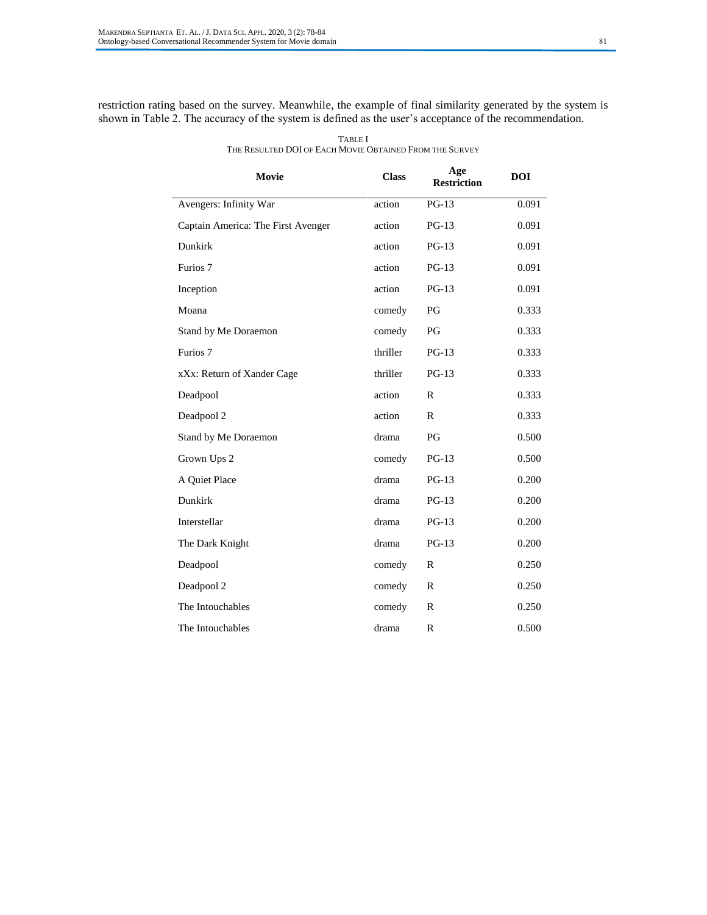restriction rating based on the survey. Meanwhile, the example of final similarity generated by the system is shown in Table 2. The accuracy of the system is defined as the user's acceptance of the recommendation.

TABLE I
THE RESULTED DOI OF EACH MOVIE OBTAINED FROM THE SURVEY

| Movie | Class | Age Restriction | DOI |
|---|---|---|---|
| Avengers: Infinity War | action | PG-13 | 0.091 |
| Captain America: The First Avenger | action | PG-13 | 0.091 |
| Dunkirk | action | PG-13 | 0.091 |
| Furios 7 | action | PG-13 | 0.091 |
| Inception | action | PG-13 | 0.091 |
| Moana | comedy | PG | 0.333 |
| Stand by Me Doraemon | comedy | PG | 0.333 |
| Furios 7 | thriller | PG-13 | 0.333 |
| xXx: Return of Xander Cage | thriller | PG-13 | 0.333 |
| Deadpool | action | R | 0.333 |
| Deadpool 2 | action | R | 0.333 |
| Stand by Me Doraemon | drama | PG | 0.500 |
| Grown Ups 2 | comedy | PG-13 | 0.500 |
| A Quiet Place | drama | PG-13 | 0.200 |
| Dunkirk | drama | PG-13 | 0.200 |
| Interstellar | drama | PG-13 | 0.200 |
| The Dark Knight | drama | PG-13 | 0.200 |
| Deadpool | comedy | R | 0.250 |
| Deadpool 2 | comedy | R | 0.250 |
| The Intouchables | comedy | R | 0.250 |
| The Intouchables | drama | R | 0.500 |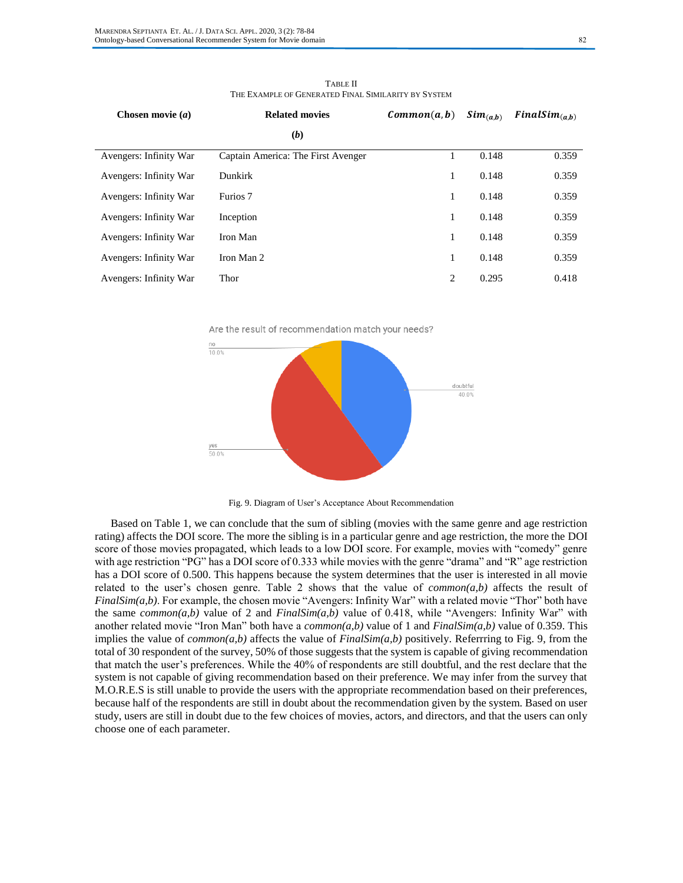TABLE II
THE EXAMPLE OF GENERATED FINAL SIMILARITY BY SYSTEM

| Chosen movie (*a*) | Related movies (*b*) | $Common(a,b)$ | $Sim_{(a,b)}$ | $FinalSim_{(a,b)}$ |
|---|---|---|---|---|
| Avengers: Infinity War | Captain America: The First Avenger | 1 | 0.148 | 0.359 |
| Avengers: Infinity War | Dunkirk | 1 | 0.148 | 0.359 |
| Avengers: Infinity War | Furios 7 | 1 | 0.148 | 0.359 |
| Avengers: Infinity War | Inception | 1 | 0.148 | 0.359 |
| Avengers: Infinity War | Iron Man | 1 | 0.148 | 0.359 |
| Avengers: Infinity War | Iron Man 2 | 1 | 0.148 | 0.359 |
| Avengers: Infinity War | Thor | 2 | 0.295 | 0.418 |

Fig. 9. Diagram of User's Acceptance About Recommendation

Based on Table 1, we can conclude that the sum of sibling (movies with the same genre and age restriction rating) affects the DOI score. The more the sibling is in a particular genre and age restriction, the more the DOI score of those movies propagated, which leads to a low DOI score. For example, movies with "comedy" genre with age restriction "PG" has a DOI score of 0.333 while movies with the genre "drama" and "R" age restriction has a DOI score of 0.500. This happens because the system determines that the user is interested in all movie related to the user's chosen genre. Table 2 shows that the value of *common(a,b)* affects the result of *FinalSim(a,b)*. For example, the chosen movie "Avengers: Infinity War" with a related movie "Thor" both have the same *common(a,b)* value of 2 and *FinalSim(a,b)* value of 0.418, while "Avengers: Infinity War" with another related movie "Iron Man" both have a *common(a,b)* value of 1 and *FinalSim(a,b)* value of 0.359. This implies the value of *common(a,b)* affects the value of *FinalSim(a,b)* positively. Referrring to Fig. 9, from the total of 30 respondent of the survey, 50% of those suggests that the system is capable of giving recommendation that match the user's preferences. While the 40% of respondents are still doubtful, and the rest declare that the system is not capable of giving recommendation based on their preference. We may infer from the survey that M.O.R.E.S is still unable to provide the users with the appropriate recommendation based on their preferences, because half of the respondents are still in doubt about the recommendation given by the system. Based on user study, users are still in doubt due to the few choices of movies, actors, and directors, and that the users can only choose one of each parameter.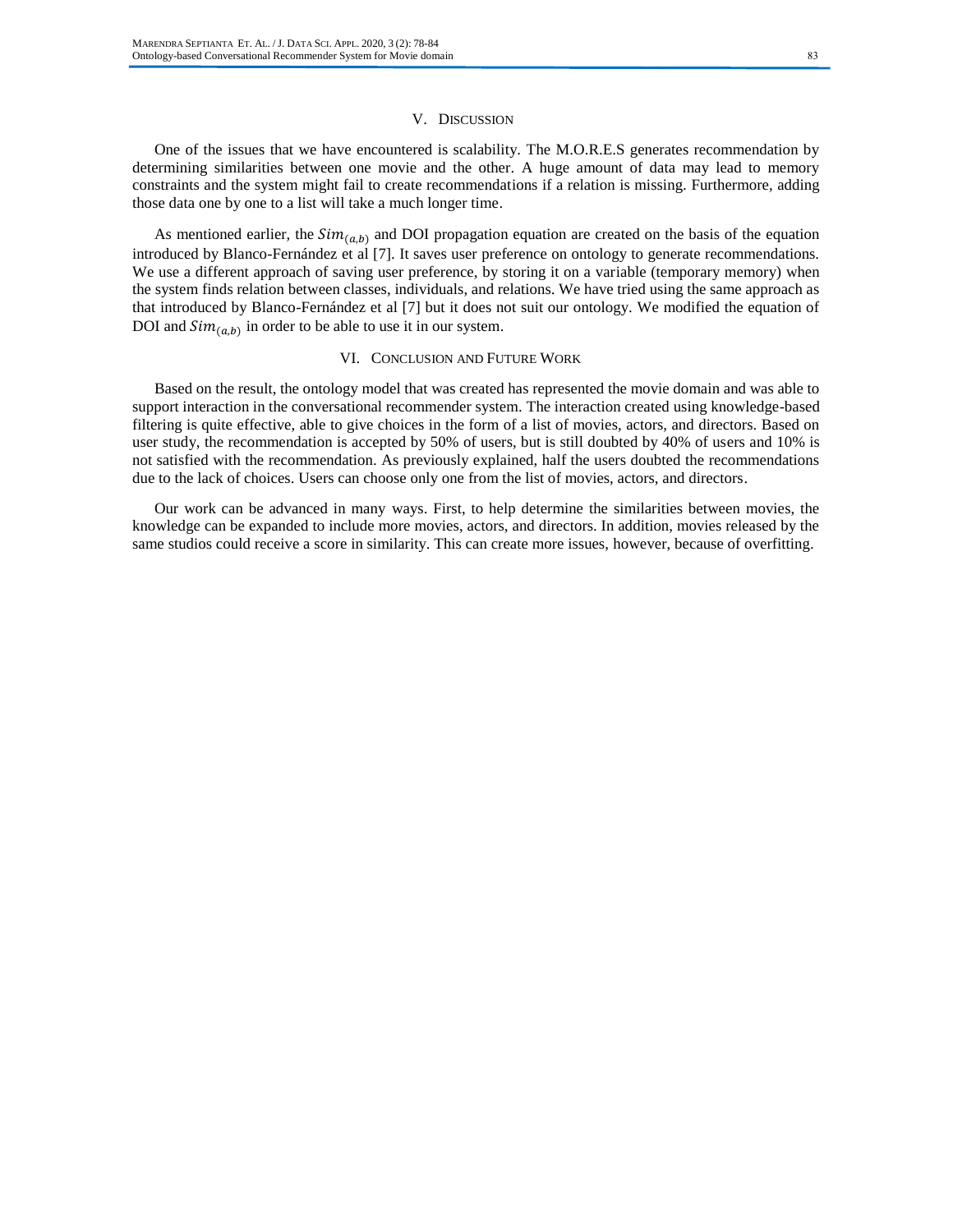## V. Discussion

One of the issues that we have encountered is scalability. The M.O.R.E.S generates recommendation by determining similarities between one movie and the other. A huge amount of data may lead to memory constraints and the system might fail to create recommendations if a relation is missing. Furthermore, adding those data one by one to a list will take a much longer time.

As mentioned earlier, the $Sim_{(a,b)}$ and DOI propagation equation are created on the basis of the equation introduced by Blanco-Fernández et al [7]. It saves user preference on ontology to generate recommendations. We use a different approach of saving user preference, by storing it on a variable (temporary memory) when the system finds relation between classes, individuals, and relations. We have tried using the same approach as that introduced by Blanco-Fernández et al [7] but it does not suit our ontology. We modified the equation of DOI and $Sim_{(a,b)}$ in order to be able to use it in our system.

## VI. Conclusion and Future Work

Based on the result, the ontology model that was created has represented the movie domain and was able to support interaction in the conversational recommender system. The interaction created using knowledge-based filtering is quite effective, able to give choices in the form of a list of movies, actors, and directors. Based on user study, the recommendation is accepted by 50% of users, but is still doubted by 40% of users and 10% is not satisfied with the recommendation. As previously explained, half the users doubted the recommendations due to the lack of choices. Users can choose only one from the list of movies, actors, and directors.

Our work can be advanced in many ways. First, to help determine the similarities between movies, the knowledge can be expanded to include more movies, actors, and directors. In addition, movies released by the same studios could receive a score in similarity. This can create more issues, however, because of overfitting.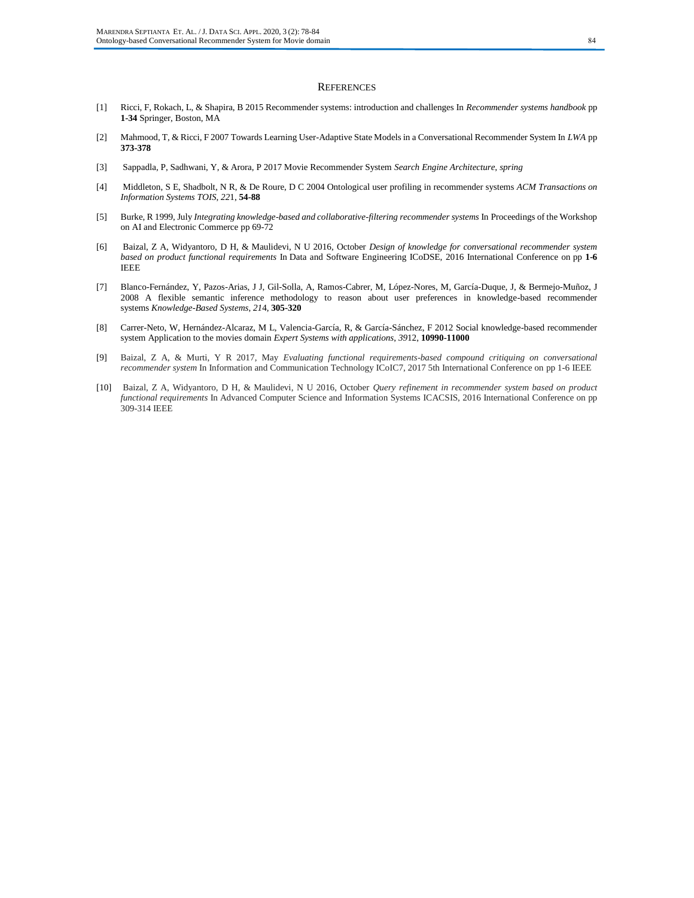## REFERENCES

[1] Ricci, F, Rokach, L, & Shapira, B 2015 Recommender systems: introduction and challenges In *Recommender systems handbook* pp **1-34** Springer, Boston, MA

[2] Mahmood, T, & Ricci, F 2007 Towards Learning User-Adaptive State Models in a Conversational Recommender System In *LWA* pp **373-378**

[3] Sappadla, P, Sadhwani, Y, & Arora, P 2017 Movie Recommender System *Search Engine Architecture, spring*

[4] Middleton, S E, Shadbolt, N R, & De Roure, D C 2004 Ontological user profiling in recommender systems *ACM Transactions on Information Systems TOIS*, *22*1, **54-88**

[5] Burke, R 1999, July *Integrating knowledge-based and collaborative-filtering recommender systems* In Proceedings of the Workshop on AI and Electronic Commerce pp 69-72

[6] Baizal, Z A, Widyantoro, D H, & Maulidevi, N U 2016, October *Design of knowledge for conversational recommender system based on product functional requirements* In Data and Software Engineering ICoDSE, 2016 International Conference on pp **1-6** IEEE

[7] Blanco-Fernández, Y, Pazos-Arias, J J, Gil-Solla, A, Ramos-Cabrer, M, López-Nores, M, García-Duque, J, & Bermejo-Muñoz, J 2008 A flexible semantic inference methodology to reason about user preferences in knowledge-based recommender systems *Knowledge-Based Systems*, *21*4, **305-320**

[8] Carrer-Neto, W, Hernández-Alcaraz, M L, Valencia-García, R, & García-Sánchez, F 2012 Social knowledge-based recommender system Application to the movies domain *Expert Systems with applications*, *39*12, **10990-11000**

[9] Baizal, Z A, & Murti, Y R 2017, May *Evaluating functional requirements-based compound critiquing on conversational recommender system* In Information and Communication Technology ICoIC7, 2017 5th International Conference on pp 1-6 IEEE

[10] Baizal, Z A, Widyantoro, D H, & Maulidevi, N U 2016, October *Query refinement in recommender system based on product functional requirements* In Advanced Computer Science and Information Systems ICACSIS, 2016 International Conference on pp 309-314 IEEE